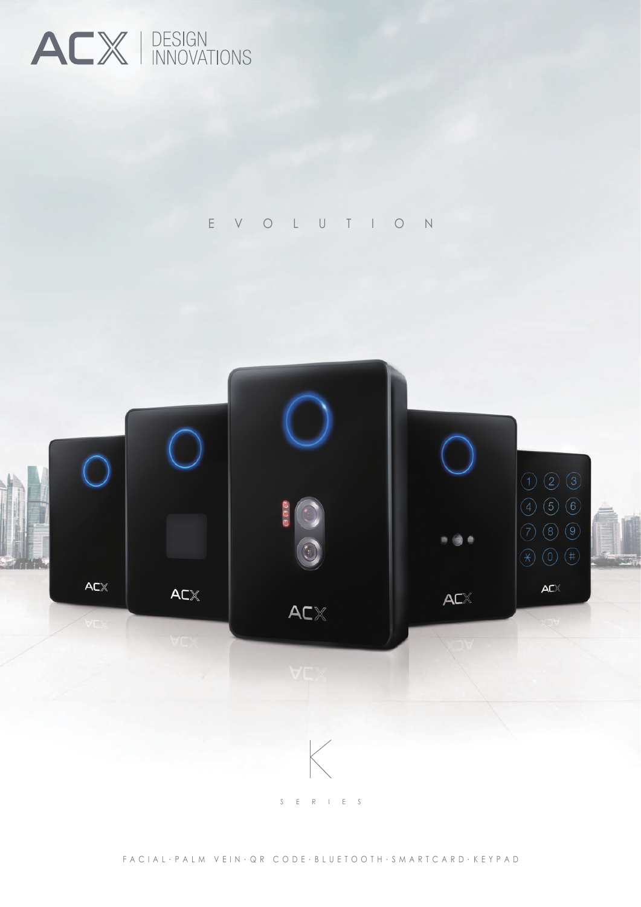ACX | DESIGN INNOVATIONS

# EVOLUTION

# K SERIES

FACIAL · PALM VEIN · QR CODE · BLUETOOTH · SMARTCARD · KEYPAD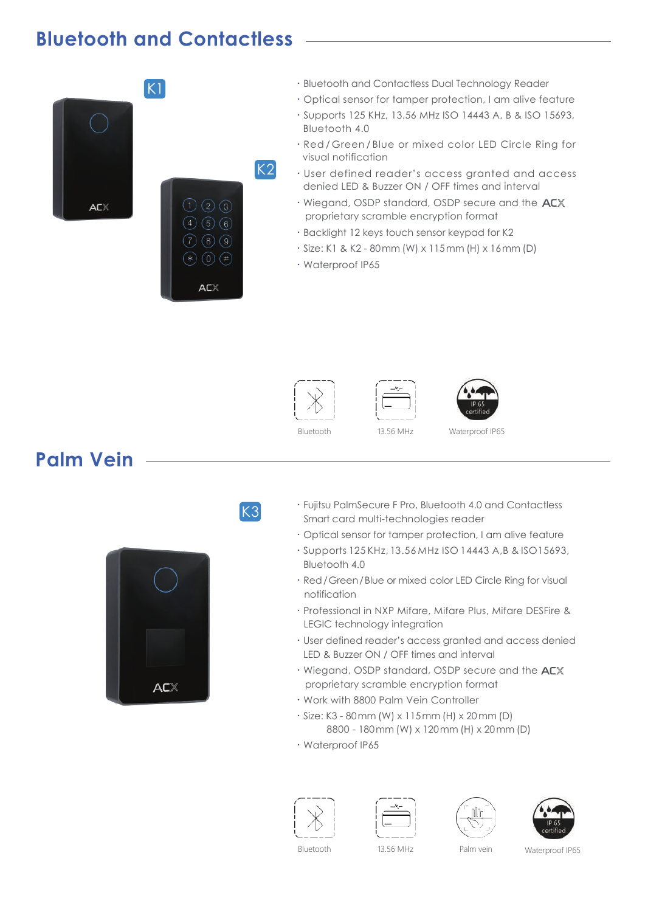## Bluetooth and Contactless

K1

K2

- Bluetooth and Contactless Dual Technology Reader
- Optical sensor for tamper protection, I am alive feature
- Supports 125 KHz, 13.56 MHz ISO 14443 A, B & ISO 15693, Bluetooth 4.0
- Red / Green / Blue or mixed color LED Circle Ring for visual notification
- User defined reader's access granted and access denied LED & Buzzer ON / OFF times and interval
- Wiegand, OSDP standard, OSDP secure and the ACX proprietary scramble encryption format
- Backlight 12 keys touch sensor keypad for K2
- Size: K1 & K2 - 80mm (W) x 115mm (H) x 16mm (D)
- Waterproof IP65

Bluetooth | 13.56 MHz | Waterproof IP65

## Palm Vein

K3

- Fujitsu PalmSecure F Pro, Bluetooth 4.0 and Contactless Smart card multi-technologies reader
- Optical sensor for tamper protection, I am alive feature
- Supports 125KHz, 13.56MHz ISO 14443 A,B & ISO15693, Bluetooth 4.0
- Red / Green / Blue or mixed color LED Circle Ring for visual notification
- Professional in NXP Mifare, Mifare Plus, Mifare DESFire & LEGIC technology integration
- User defined reader's access granted and access denied LED & Buzzer ON / OFF times and interval
- Wiegand, OSDP standard, OSDP secure and the ACX proprietary scramble encryption format
- Work with 8800 Palm Vein Controller
- Size: K3 - 80mm (W) x 115mm (H) x 20mm (D)
  8800 - 180mm (W) x 120mm (H) x 20mm (D)
- Waterproof IP65

Bluetooth | 13.56 MHz | Palm vein | Waterproof IP65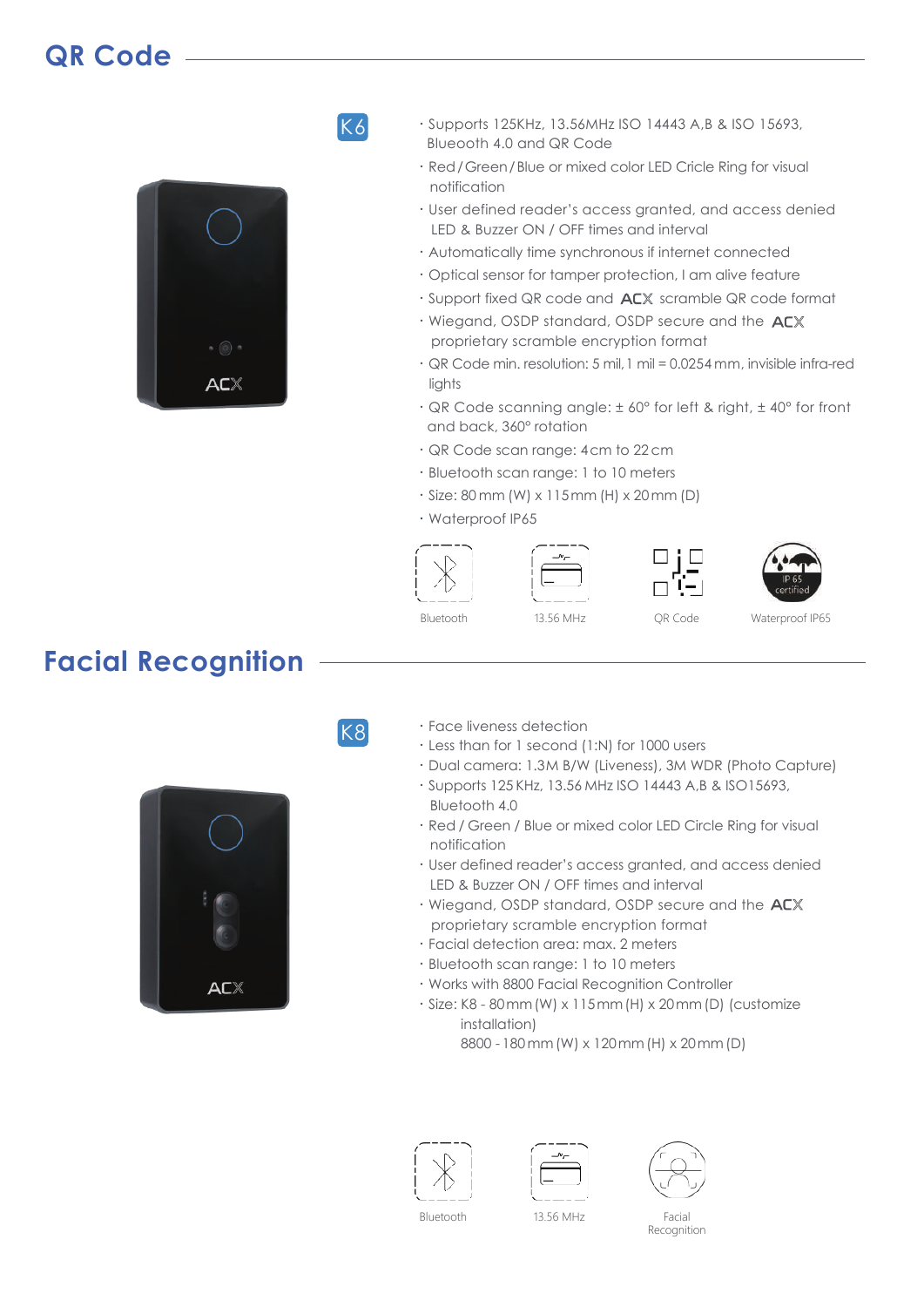## QR Code

**K6**

- Supports 125KHz, 13.56MHz ISO 14443 A,B & ISO 15693, Blueooth 4.0 and QR Code
- Red / Green / Blue or mixed color LED Cricle Ring for visual notification
- User defined reader's access granted, and access denied LED & Buzzer ON / OFF times and interval
- Automatically time synchronous if internet connected
- Optical sensor for tamper protection, I am alive feature
- Support fixed QR code and ACX scramble QR code format
- Wiegand, OSDP standard, OSDP secure and the ACX proprietary scramble encryption format
- QR Code min. resolution: 5 mil, 1 mil = 0.0254 mm, invisible infra-red lights
- QR Code scanning angle: ± 60° for left & right, ± 40° for front and back, 360° rotation
- QR Code scan range: 4 cm to 22 cm
- Bluetooth scan range: 1 to 10 meters
- Size: 80 mm (W) x 115 mm (H) x 20 mm (D)
- Waterproof IP65

Bluetooth | 13.56 MHz | QR Code | Waterproof IP65

## Facial Recognition

**K8**

- Face liveness detection
- Less than for 1 second (1:N) for 1000 users
- Dual camera: 1.3M B/W (Liveness), 3M WDR (Photo Capture)
- Supports 125 KHz, 13.56 MHz ISO 14443 A,B & ISO15693, Bluetooth 4.0
- Red / Green / Blue or mixed color LED Circle Ring for visual notification
- User defined reader's access granted, and access denied LED & Buzzer ON / OFF times and interval
- Wiegand, OSDP standard, OSDP secure and the ACX proprietary scramble encryption format
- Facial detection area: max. 2 meters
- Bluetooth scan range: 1 to 10 meters
- Works with 8800 Facial Recognition Controller
- Size: K8 - 80 mm (W) x 115 mm (H) x 20 mm (D) (customize installation)
  8800 - 180 mm (W) x 120 mm (H) x 20 mm (D)

Bluetooth | 13.56 MHz | Facial Recognition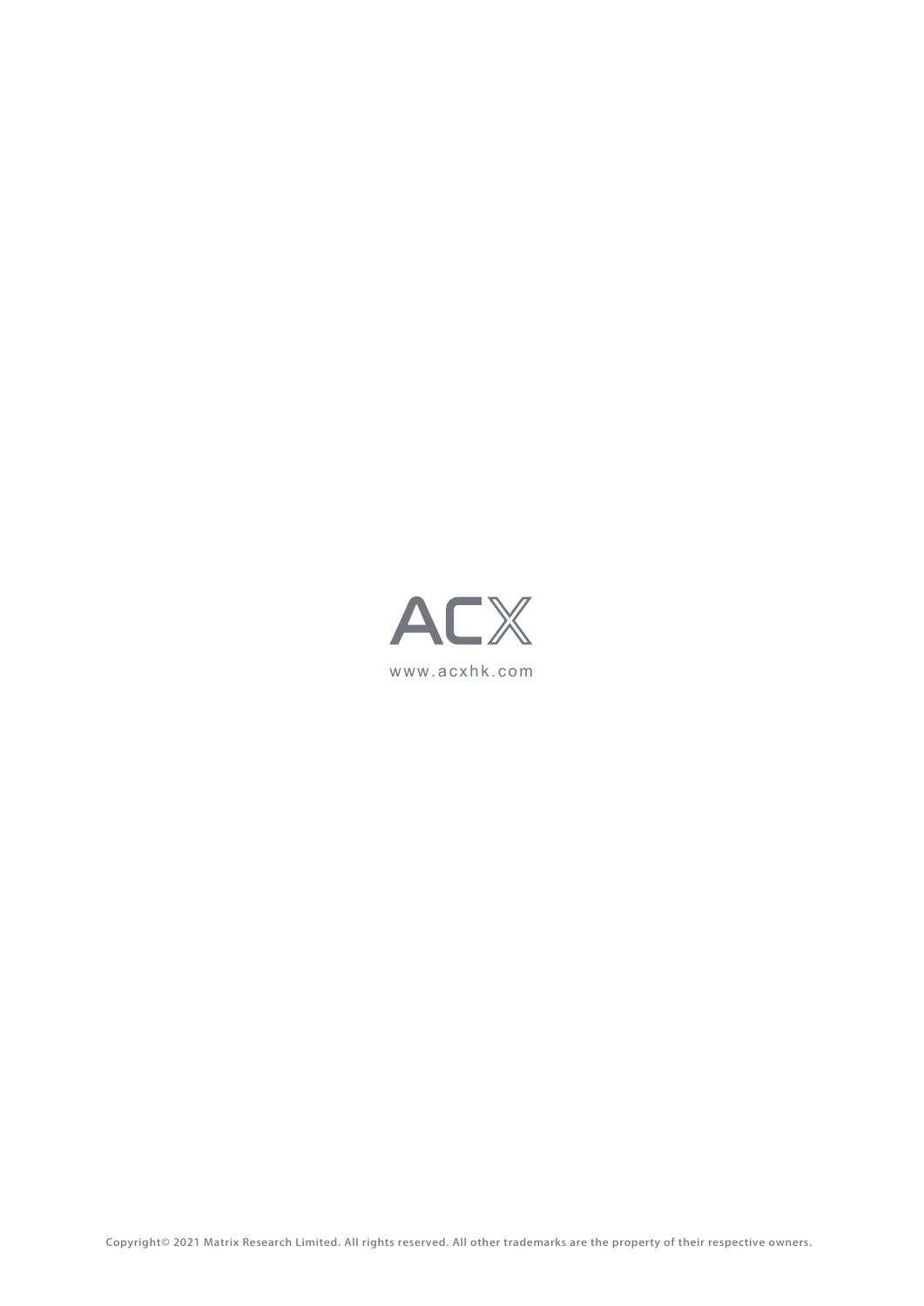ACX

www.acxhk.com

Copyright© 2021 Matrix Research Limited. All rights reserved. All other trademarks are the property of their respective owners.